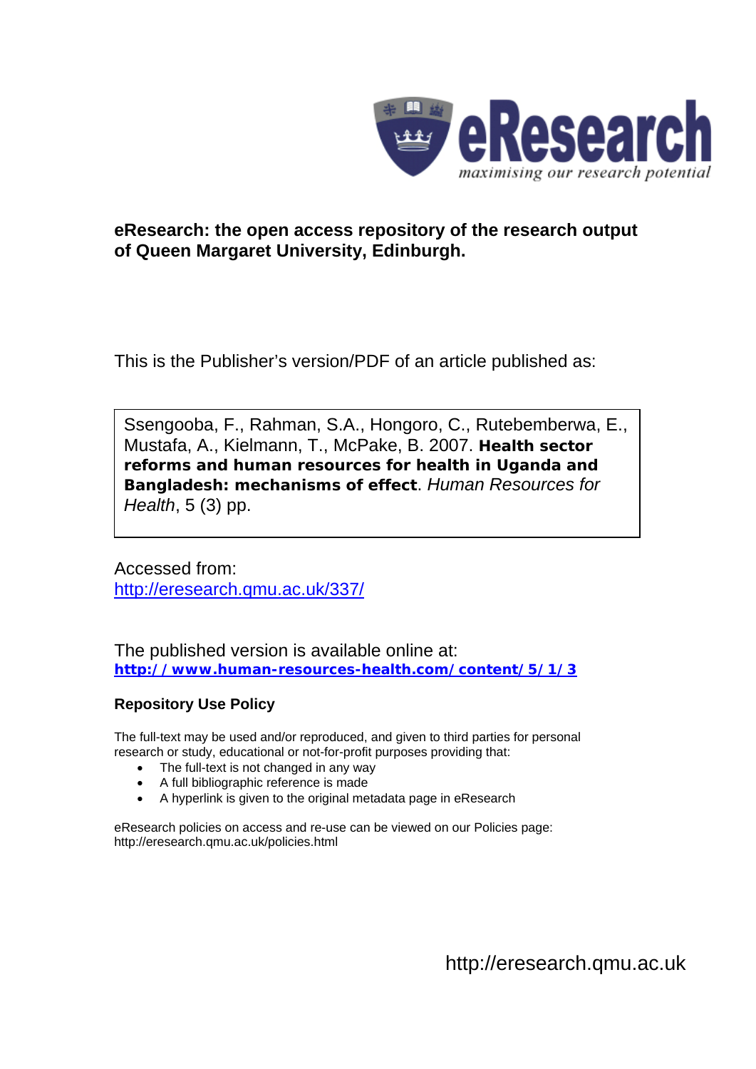eResearch

*maximising our research potential*

**eResearch: the open access repository of the research output of Queen Margaret University, Edinburgh.**

This is the Publisher's version/PDF of an article published as:

Ssengooba, F., Rahman, S.A., Hongoro, C., Rutebemberwa, E., Mustafa, A., Kielmann, T., McPake, B. 2007. **Health sector reforms and human resources for health in Uganda and Bangladesh: mechanisms of effect**. *Human Resources for Health*, 5 (3) pp.

Accessed from:
http://eresearch.qmu.ac.uk/337/

The published version is available online at:
**http://www.human-resources-health.com/content/5/1/3**

**Repository Use Policy**

The full-text may be used and/or reproduced, and given to third parties for personal research or study, educational or not-for-profit purposes providing that:

- The full-text is not changed in any way
- A full bibliographic reference is made
- A hyperlink is given to the original metadata page in eResearch

eResearch policies on access and re-use can be viewed on our Policies page: http://eresearch.qmu.ac.uk/policies.html

http://eresearch.qmu.ac.uk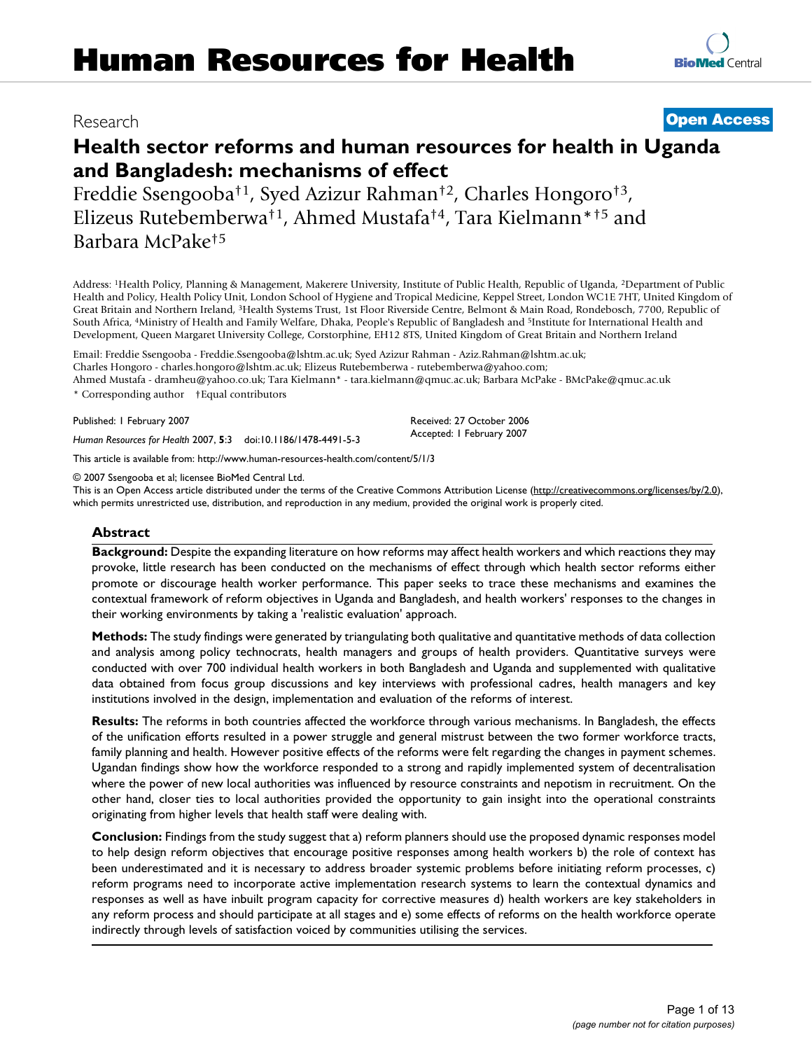# Human Resources for Health

Research

**Open Access**

# Health sector reforms and human resources for health in Uganda and Bangladesh: mechanisms of effect

Freddie Ssengooba†[1], Syed Azizur Rahman†[2], Charles Hongoro†[3], Elizeus Rutebemberwa†[1], Ahmed Mustafa†[4], Tara Kielmann*†[5] and Barbara McPake†[5]

Address: [1]Health Policy, Planning & Management, Makerere University, Institute of Public Health, Republic of Uganda, [2]Department of Public Health and Policy, Health Policy Unit, London School of Hygiene and Tropical Medicine, Keppel Street, London WC1E 7HT, United Kingdom of Great Britain and Northern Ireland, [3]Health Systems Trust, 1st Floor Riverside Centre, Belmont & Main Road, Rondebosch, 7700, Republic of South Africa, [4]Ministry of Health and Family Welfare, Dhaka, People's Republic of Bangladesh and [5]Institute for International Health and Development, Queen Margaret University College, Corstorphine, EH12 8TS, United Kingdom of Great Britain and Northern Ireland

Email: Freddie Ssengooba - Freddie.Ssengooba@lshtm.ac.uk; Syed Azizur Rahman - Aziz.Rahman@lshtm.ac.uk; Charles Hongoro - charles.hongoro@lshtm.ac.uk; Elizeus Rutebemberwa - rutebemberwa@yahoo.com; Ahmed Mustafa - dramheu@yahoo.co.uk; Tara Kielmann* - tara.kielmann@qmuc.ac.uk; Barbara McPake - BMcPake@qmuc.ac.uk

\* Corresponding author †Equal contributors

Published: 1 February 2007

*Human Resources for Health* 2007, **5**:3 doi:10.1186/1478-4491-5-3

Received: 27 October 2006
Accepted: 1 February 2007

This article is available from: http://www.human-resources-health.com/content/5/1/3

© 2007 Ssengooba et al; licensee BioMed Central Ltd.
This is an Open Access article distributed under the terms of the Creative Commons Attribution License (http://creativecommons.org/licenses/by/2.0), which permits unrestricted use, distribution, and reproduction in any medium, provided the original work is properly cited.

## Abstract

**Background:** Despite the expanding literature on how reforms may affect health workers and which reactions they may provoke, little research has been conducted on the mechanisms of effect through which health sector reforms either promote or discourage health worker performance. This paper seeks to trace these mechanisms and examines the contextual framework of reform objectives in Uganda and Bangladesh, and health workers' responses to the changes in their working environments by taking a 'realistic evaluation' approach.

**Methods:** The study findings were generated by triangulating both qualitative and quantitative methods of data collection and analysis among policy technocrats, health managers and groups of health providers. Quantitative surveys were conducted with over 700 individual health workers in both Bangladesh and Uganda and supplemented with qualitative data obtained from focus group discussions and key interviews with professional cadres, health managers and key institutions involved in the design, implementation and evaluation of the reforms of interest.

**Results:** The reforms in both countries affected the workforce through various mechanisms. In Bangladesh, the effects of the unification efforts resulted in a power struggle and general mistrust between the two former workforce tracts, family planning and health. However positive effects of the reforms were felt regarding the changes in payment schemes. Ugandan findings show how the workforce responded to a strong and rapidly implemented system of decentralisation where the power of new local authorities was influenced by resource constraints and nepotism in recruitment. On the other hand, closer ties to local authorities provided the opportunity to gain insight into the operational constraints originating from higher levels that health staff were dealing with.

**Conclusion:** Findings from the study suggest that a) reform planners should use the proposed dynamic responses model to help design reform objectives that encourage positive responses among health workers b) the role of context has been underestimated and it is necessary to address broader systemic problems before initiating reform processes, c) reform programs need to incorporate active implementation research systems to learn the contextual dynamics and responses as well as have inbuilt program capacity for corrective measures d) health workers are key stakeholders in any reform process and should participate at all stages and e) some effects of reforms on the health workforce operate indirectly through levels of satisfaction voiced by communities utilising the services.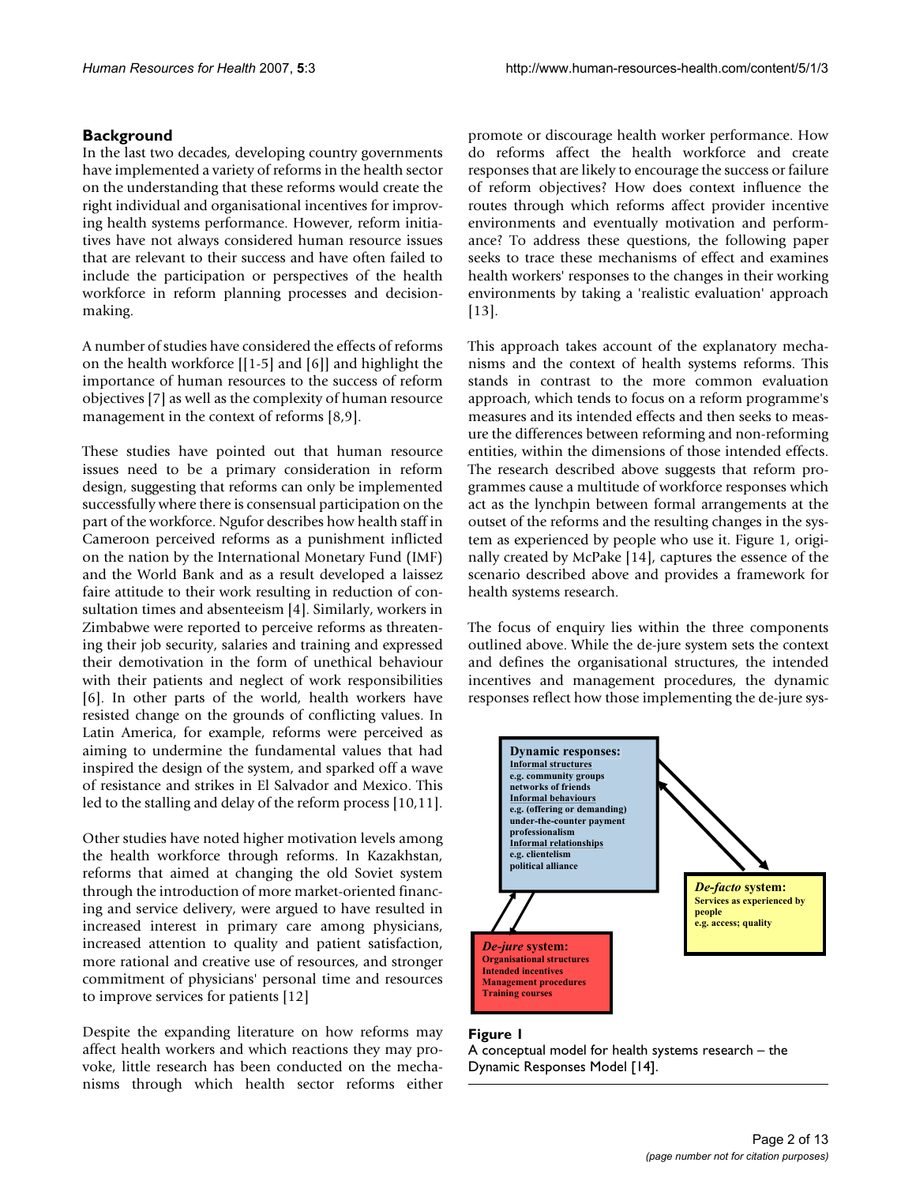## Background

In the last two decades, developing country governments have implemented a variety of reforms in the health sector on the understanding that these reforms would create the right individual and organisational incentives for improving health systems performance. However, reform initiatives have not always considered human resource issues that are relevant to their success and have often failed to include the participation or perspectives of the health workforce in reform planning processes and decision-making.

A number of studies have considered the effects of reforms on the health workforce [[1-5] and [6]] and highlight the importance of human resources to the success of reform objectives [7] as well as the complexity of human resource management in the context of reforms [8,9].

These studies have pointed out that human resource issues need to be a primary consideration in reform design, suggesting that reforms can only be implemented successfully where there is consensual participation on the part of the workforce. Ngufor describes how health staff in Cameroon perceived reforms as a punishment inflicted on the nation by the International Monetary Fund (IMF) and the World Bank and as a result developed a laissez faire attitude to their work resulting in reduction of consultation times and absenteeism [4]. Similarly, workers in Zimbabwe were reported to perceive reforms as threatening their job security, salaries and training and expressed their demotivation in the form of unethical behaviour with their patients and neglect of work responsibilities [6]. In other parts of the world, health workers have resisted change on the grounds of conflicting values. In Latin America, for example, reforms were perceived as aiming to undermine the fundamental values that had inspired the design of the system, and sparked off a wave of resistance and strikes in El Salvador and Mexico. This led to the stalling and delay of the reform process [10,11].

Other studies have noted higher motivation levels among the health workforce through reforms. In Kazakhstan, reforms that aimed at changing the old Soviet system through the introduction of more market-oriented financing and service delivery, were argued to have resulted in increased interest in primary care among physicians, increased attention to quality and patient satisfaction, more rational and creative use of resources, and stronger commitment of physicians' personal time and resources to improve services for patients [12]

Despite the expanding literature on how reforms may affect health workers and which reactions they may provoke, little research has been conducted on the mechanisms through which health sector reforms either promote or discourage health worker performance. How do reforms affect the health workforce and create responses that are likely to encourage the success or failure of reform objectives? How does context influence the routes through which reforms affect provider incentive environments and eventually motivation and performance? To address these questions, the following paper seeks to trace these mechanisms of effect and examines health workers' responses to the changes in their working environments by taking a 'realistic evaluation' approach [13].

This approach takes account of the explanatory mechanisms and the context of health systems reforms. This stands in contrast to the more common evaluation approach, which tends to focus on a reform programme's measures and its intended effects and then seeks to measure the differences between reforming and non-reforming entities, within the dimensions of those intended effects. The research described above suggests that reform programmes cause a multitude of workforce responses which act as the lynchpin between formal arrangements at the outset of the reforms and the resulting changes in the system as experienced by people who use it. Figure 1, originally created by McPake [14], captures the essence of the scenario described above and provides a framework for health systems research.

The focus of enquiry lies within the three components outlined above. While the de-jure system sets the context and defines the organisational structures, the intended incentives and management procedures, the dynamic responses reflect how those implementing the de-jure sys-

**Dynamic responses:**
Informal structures
e.g. community groups
networks of friends
Informal behaviours
e.g. (offering or demanding) under-the-counter payment
professionalism
Informal relationships
e.g. clientelism
political alliance

***De-facto* system:**
Services as experienced by people
e.g. access; quality

***De-jure* system:**
Organisational structures
Intended incentives
Management procedures
Training courses

**Figure 1**
A conceptual model for health systems research – the Dynamic Responses Model [14].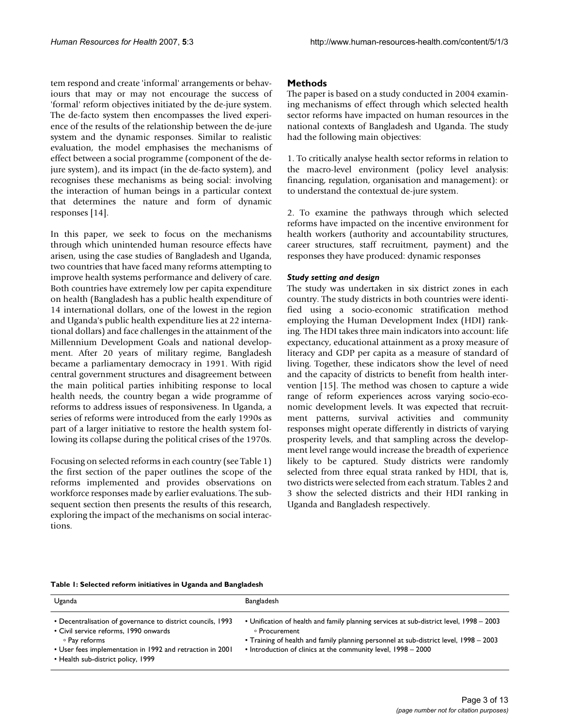tem respond and create 'informal' arrangements or behaviours that may or may not encourage the success of 'formal' reform objectives initiated by the de-jure system. The de-facto system then encompasses the lived experience of the results of the relationship between the de-jure system and the dynamic responses. Similar to realistic evaluation, the model emphasises the mechanisms of effect between a social programme (component of the de-jure system), and its impact (in the de-facto system), and recognises these mechanisms as being social: involving the interaction of human beings in a particular context that determines the nature and form of dynamic responses [14].

In this paper, we seek to focus on the mechanisms through which unintended human resource effects have arisen, using the case studies of Bangladesh and Uganda, two countries that have faced many reforms attempting to improve health systems performance and delivery of care. Both countries have extremely low per capita expenditure on health (Bangladesh has a public health expenditure of 14 international dollars, one of the lowest in the region and Uganda's public health expenditure lies at 22 international dollars) and face challenges in the attainment of the Millennium Development Goals and national development. After 20 years of military regime, Bangladesh became a parliamentary democracy in 1991. With rigid central government structures and disagreement between the main political parties inhibiting response to local health needs, the country began a wide programme of reforms to address issues of responsiveness. In Uganda, a series of reforms were introduced from the early 1990s as part of a larger initiative to restore the health system following its collapse during the political crises of the 1970s.

Focusing on selected reforms in each country (see Table 1) the first section of the paper outlines the scope of the reforms implemented and provides observations on workforce responses made by earlier evaluations. The subsequent section then presents the results of this research, exploring the impact of the mechanisms on social interactions.

## Methods

The paper is based on a study conducted in 2004 examining mechanisms of effect through which selected health sector reforms have impacted on human resources in the national contexts of Bangladesh and Uganda. The study had the following main objectives:

1. To critically analyse health sector reforms in relation to the macro-level environment (policy level analysis: financing, regulation, organisation and management): or to understand the contextual de-jure system.

2. To examine the pathways through which selected reforms have impacted on the incentive environment for health workers (authority and accountability structures, career structures, staff recruitment, payment) and the responses they have produced: dynamic responses

### *Study setting and design*

The study was undertaken in six district zones in each country. The study districts in both countries were identified using a socio-economic stratification method employing the Human Development Index (HDI) ranking. The HDI takes three main indicators into account: life expectancy, educational attainment as a proxy measure of literacy and GDP per capita as a measure of standard of living. Together, these indicators show the level of need and the capacity of districts to benefit from health intervention [15]. The method was chosen to capture a wide range of reform experiences across varying socio-economic development levels. It was expected that recruitment patterns, survival activities and community responses might operate differently in districts of varying prosperity levels, and that sampling across the development level range would increase the breadth of experience likely to be captured. Study districts were randomly selected from three equal strata ranked by HDI, that is, two districts were selected from each stratum. Tables 2 and 3 show the selected districts and their HDI ranking in Uganda and Bangladesh respectively.

**Table 1: Selected reform initiatives in Uganda and Bangladesh**

| Uganda | Bangladesh |
|---|---|
| • Decentralisation of governance to district councils, 1993<br>• Civil service reforms, 1990 onwards<br>◦ Pay reforms<br>• User fees implementation in 1992 and retraction in 2001<br>• Health sub-district policy, 1999 | • Unification of health and family planning services at sub-district level, 1998 – 2003<br>◦ Procurement<br>• Training of health and family planning personnel at sub-district level, 1998 – 2003<br>• Introduction of clinics at the community level, 1998 – 2000 |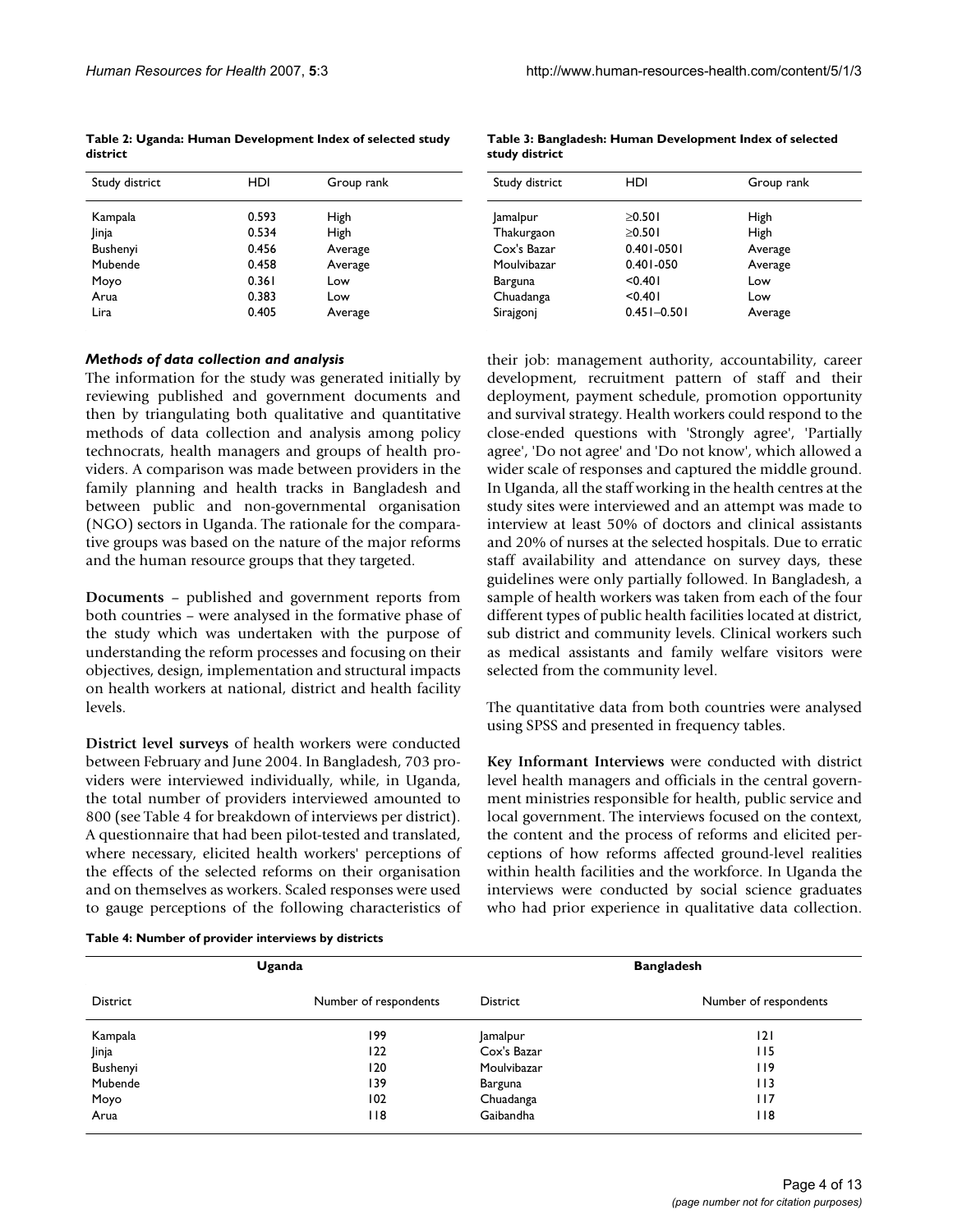**Table 2: Uganda: Human Development Index of selected study district**

| Study district | HDI | Group rank |
|---|---|---|
| Kampala | 0.593 | High |
| Jinja | 0.534 | High |
| Bushenyi | 0.456 | Average |
| Mubende | 0.458 | Average |
| Moyo | 0.361 | Low |
| Arua | 0.383 | Low |
| Lira | 0.405 | Average |

**Table 3: Bangladesh: Human Development Index of selected study district**

| Study district | HDI | Group rank |
|---|---|---|
| Jamalpur | ≥0.501 | High |
| Thakurgaon | ≥0.501 | High |
| Cox's Bazar | 0.401-0501 | Average |
| Moulvibazar | 0.401-050 | Average |
| Barguna | <0.401 | Low |
| Chuadanga | <0.401 | Low |
| Sirajgonj | 0.451–0.501 | Average |

### *Methods of data collection and analysis*

The information for the study was generated initially by reviewing published and government documents and then by triangulating both qualitative and quantitative methods of data collection and analysis among policy technocrats, health managers and groups of health providers. A comparison was made between providers in the family planning and health tracks in Bangladesh and between public and non-governmental organisation (NGO) sectors in Uganda. The rationale for the comparative groups was based on the nature of the major reforms and the human resource groups that they targeted.

**Documents** – published and government reports from both countries – were analysed in the formative phase of the study which was undertaken with the purpose of understanding the reform processes and focusing on their objectives, design, implementation and structural impacts on health workers at national, district and health facility levels.

**District level surveys** of health workers were conducted between February and June 2004. In Bangladesh, 703 providers were interviewed individually, while, in Uganda, the total number of providers interviewed amounted to 800 (see Table 4 for breakdown of interviews per district). A questionnaire that had been pilot-tested and translated, where necessary, elicited health workers' perceptions of the effects of the selected reforms on their organisation and on themselves as workers. Scaled responses were used to gauge perceptions of the following characteristics of their job: management authority, accountability, career development, recruitment pattern of staff and their deployment, payment schedule, promotion opportunity and survival strategy. Health workers could respond to the close-ended questions with 'Strongly agree', 'Partially agree', 'Do not agree' and 'Do not know', which allowed a wider scale of responses and captured the middle ground. In Uganda, all the staff working in the health centres at the study sites were interviewed and an attempt was made to interview at least 50% of doctors and clinical assistants and 20% of nurses at the selected hospitals. Due to erratic staff availability and attendance on survey days, these guidelines were only partially followed. In Bangladesh, a sample of health workers was taken from each of the four different types of public health facilities located at district, sub district and community levels. Clinical workers such as medical assistants and family welfare visitors were selected from the community level.

The quantitative data from both countries were analysed using SPSS and presented in frequency tables.

**Key Informant Interviews** were conducted with district level health managers and officials in the central government ministries responsible for health, public service and local government. The interviews focused on the context, the content and the process of reforms and elicited perceptions of how reforms affected ground-level realities within health facilities and the workforce. In Uganda the interviews were conducted by social science graduates who had prior experience in qualitative data collection.

**Table 4: Number of provider interviews by districts**

| Uganda | | Bangladesh | |
|---|---|---|---|
| District | Number of respondents | District | Number of respondents |
| Kampala | 199 | Jamalpur | 121 |
| Jinja | 122 | Cox's Bazar | 115 |
| Bushenyi | 120 | Moulvibazar | 119 |
| Mubende | 139 | Barguna | 113 |
| Moyo | 102 | Chuadanga | 117 |
| Arua | 118 | Gaibandha | 118 |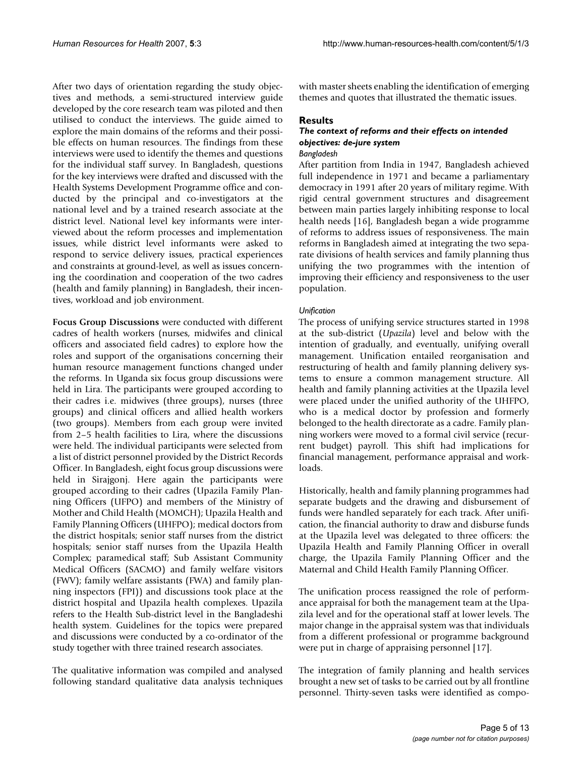After two days of orientation regarding the study objectives and methods, a semi-structured interview guide developed by the core research team was piloted and then utilised to conduct the interviews. The guide aimed to explore the main domains of the reforms and their possible effects on human resources. The findings from these interviews were used to identify the themes and questions for the individual staff survey. In Bangladesh, questions for the key interviews were drafted and discussed with the Health Systems Development Programme office and conducted by the principal and co-investigators at the national level and by a trained research associate at the district level. National level key informants were interviewed about the reform processes and implementation issues, while district level informants were asked to respond to service delivery issues, practical experiences and constraints at ground-level, as well as issues concerning the coordination and cooperation of the two cadres (health and family planning) in Bangladesh, their incentives, workload and job environment.

**Focus Group Discussions** were conducted with different cadres of health workers (nurses, midwifes and clinical officers and associated field cadres) to explore how the roles and support of the organisations concerning their human resource management functions changed under the reforms. In Uganda six focus group discussions were held in Lira. The participants were grouped according to their cadres i.e. midwives (three groups), nurses (three groups) and clinical officers and allied health workers (two groups). Members from each group were invited from 2–5 health facilities to Lira, where the discussions were held. The individual participants were selected from a list of district personnel provided by the District Records Officer. In Bangladesh, eight focus group discussions were held in Sirajgonj. Here again the participants were grouped according to their cadres (Upazila Family Planning Officers (UFPO) and members of the Ministry of Mother and Child Health (MOMCH); Upazila Health and Family Planning Officers (UHFPO); medical doctors from the district hospitals; senior staff nurses from the district hospitals; senior staff nurses from the Upazila Health Complex; paramedical staff; Sub Assistant Community Medical Officers (SACMO) and family welfare visitors (FWV); family welfare assistants (FWA) and family planning inspectors (FPI)) and discussions took place at the district hospital and Upazila health complexes. Upazila refers to the Health Sub-district level in the Bangladeshi health system. Guidelines for the topics were prepared and discussions were conducted by a co-ordinator of the study together with three trained research associates.

The qualitative information was compiled and analysed following standard qualitative data analysis techniques with master sheets enabling the identification of emerging themes and quotes that illustrated the thematic issues.

## Results

### *The context of reforms and their effects on intended objectives: de-jure system*

#### *Bangladesh*

After partition from India in 1947, Bangladesh achieved full independence in 1971 and became a parliamentary democracy in 1991 after 20 years of military regime. With rigid central government structures and disagreement between main parties largely inhibiting response to local health needs [16], Bangladesh began a wide programme of reforms to address issues of responsiveness. The main reforms in Bangladesh aimed at integrating the two separate divisions of health services and family planning thus unifying the two programmes with the intention of improving their efficiency and responsiveness to the user population.

#### *Unification*

The process of unifying service structures started in 1998 at the sub-district (*Upazila*) level and below with the intention of gradually, and eventually, unifying overall management. Unification entailed reorganisation and restructuring of health and family planning delivery systems to ensure a common management structure. All health and family planning activities at the Upazila level were placed under the unified authority of the UHFPO, who is a medical doctor by profession and formerly belonged to the health directorate as a cadre. Family planning workers were moved to a formal civil service (recurrent budget) payroll. This shift had implications for financial management, performance appraisal and workloads.

Historically, health and family planning programmes had separate budgets and the drawing and disbursement of funds were handled separately for each track. After unification, the financial authority to draw and disburse funds at the Upazila level was delegated to three officers: the Upazila Health and Family Planning Officer in overall charge, the Upazila Family Planning Officer and the Maternal and Child Health Family Planning Officer.

The unification process reassigned the role of performance appraisal for both the management team at the Upazila level and for the operational staff at lower levels. The major change in the appraisal system was that individuals from a different professional or programme background were put in charge of appraising personnel [17].

The integration of family planning and health services brought a new set of tasks to be carried out by all frontline personnel. Thirty-seven tasks were identified as compo-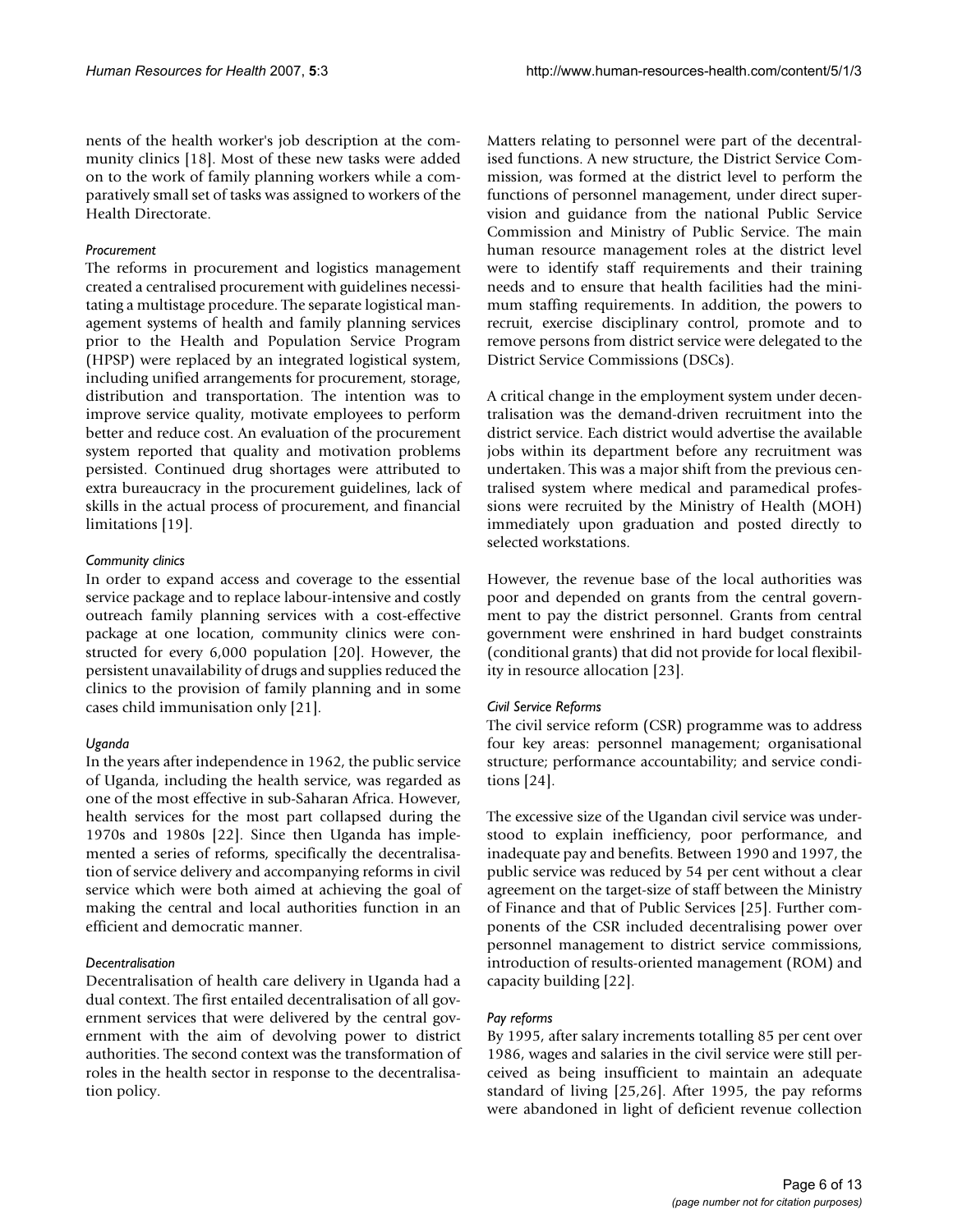nents of the health worker's job description at the community clinics [18]. Most of these new tasks were added on to the work of family planning workers while a comparatively small set of tasks was assigned to workers of the Health Directorate.

#### *Procurement*

The reforms in procurement and logistics management created a centralised procurement with guidelines necessitating a multistage procedure. The separate logistical management systems of health and family planning services prior to the Health and Population Service Program (HPSP) were replaced by an integrated logistical system, including unified arrangements for procurement, storage, distribution and transportation. The intention was to improve service quality, motivate employees to perform better and reduce cost. An evaluation of the procurement system reported that quality and motivation problems persisted. Continued drug shortages were attributed to extra bureaucracy in the procurement guidelines, lack of skills in the actual process of procurement, and financial limitations [19].

#### *Community clinics*

In order to expand access and coverage to the essential service package and to replace labour-intensive and costly outreach family planning services with a cost-effective package at one location, community clinics were constructed for every 6,000 population [20]. However, the persistent unavailability of drugs and supplies reduced the clinics to the provision of family planning and in some cases child immunisation only [21].

#### *Uganda*

In the years after independence in 1962, the public service of Uganda, including the health service, was regarded as one of the most effective in sub-Saharan Africa. However, health services for the most part collapsed during the 1970s and 1980s [22]. Since then Uganda has implemented a series of reforms, specifically the decentralisation of service delivery and accompanying reforms in civil service which were both aimed at achieving the goal of making the central and local authorities function in an efficient and democratic manner.

#### *Decentralisation*

Decentralisation of health care delivery in Uganda had a dual context. The first entailed decentralisation of all government services that were delivered by the central government with the aim of devolving power to district authorities. The second context was the transformation of roles in the health sector in response to the decentralisation policy.

Matters relating to personnel were part of the decentralised functions. A new structure, the District Service Commission, was formed at the district level to perform the functions of personnel management, under direct supervision and guidance from the national Public Service Commission and Ministry of Public Service. The main human resource management roles at the district level were to identify staff requirements and their training needs and to ensure that health facilities had the minimum staffing requirements. In addition, the powers to recruit, exercise disciplinary control, promote and to remove persons from district service were delegated to the District Service Commissions (DSCs).

A critical change in the employment system under decentralisation was the demand-driven recruitment into the district service. Each district would advertise the available jobs within its department before any recruitment was undertaken. This was a major shift from the previous centralised system where medical and paramedical professions were recruited by the Ministry of Health (MOH) immediately upon graduation and posted directly to selected workstations.

However, the revenue base of the local authorities was poor and depended on grants from the central government to pay the district personnel. Grants from central government were enshrined in hard budget constraints (conditional grants) that did not provide for local flexibility in resource allocation [23].

#### *Civil Service Reforms*

The civil service reform (CSR) programme was to address four key areas: personnel management; organisational structure; performance accountability; and service conditions [24].

The excessive size of the Ugandan civil service was understood to explain inefficiency, poor performance, and inadequate pay and benefits. Between 1990 and 1997, the public service was reduced by 54 per cent without a clear agreement on the target-size of staff between the Ministry of Finance and that of Public Services [25]. Further components of the CSR included decentralising power over personnel management to district service commissions, introduction of results-oriented management (ROM) and capacity building [22].

#### *Pay reforms*

By 1995, after salary increments totalling 85 per cent over 1986, wages and salaries in the civil service were still perceived as being insufficient to maintain an adequate standard of living [25,26]. After 1995, the pay reforms were abandoned in light of deficient revenue collection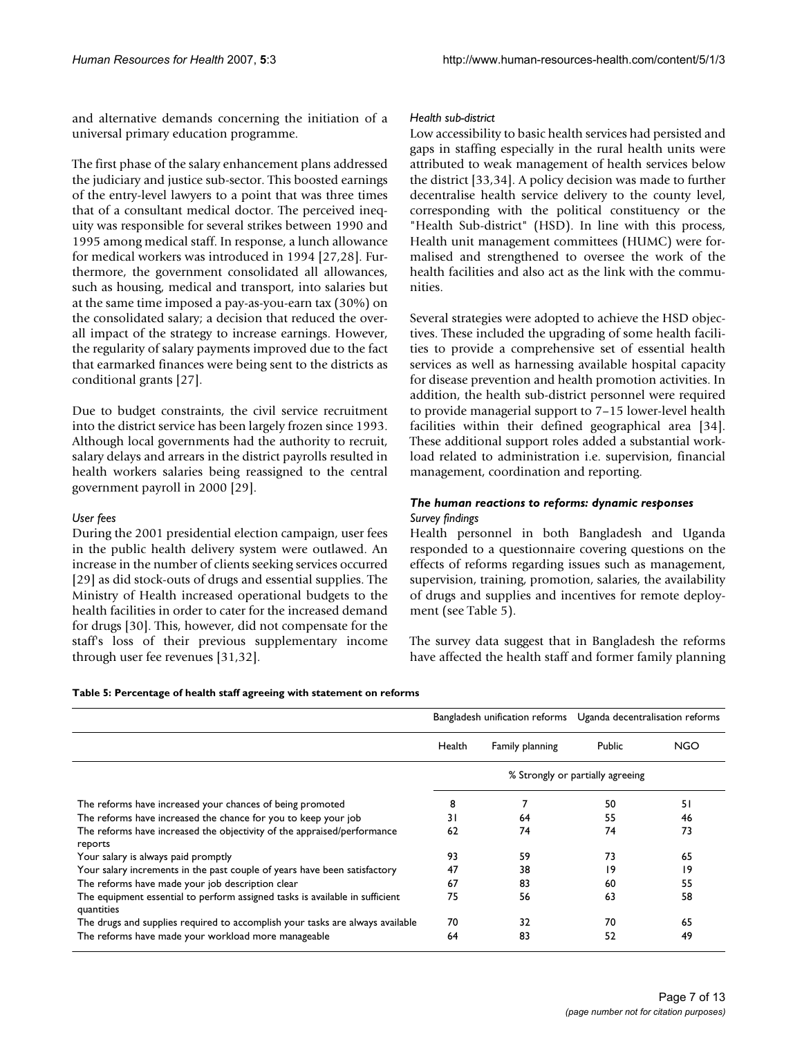and alternative demands concerning the initiation of a universal primary education programme.

The first phase of the salary enhancement plans addressed the judiciary and justice sub-sector. This boosted earnings of the entry-level lawyers to a point that was three times that of a consultant medical doctor. The perceived inequity was responsible for several strikes between 1990 and 1995 among medical staff. In response, a lunch allowance for medical workers was introduced in 1994 [27,28]. Furthermore, the government consolidated all allowances, such as housing, medical and transport, into salaries but at the same time imposed a pay-as-you-earn tax (30%) on the consolidated salary; a decision that reduced the overall impact of the strategy to increase earnings. However, the regularity of salary payments improved due to the fact that earmarked finances were being sent to the districts as conditional grants [27].

Due to budget constraints, the civil service recruitment into the district service has been largely frozen since 1993. Although local governments had the authority to recruit, salary delays and arrears in the district payrolls resulted in health workers salaries being reassigned to the central government payroll in 2000 [29].

*User fees*

During the 2001 presidential election campaign, user fees in the public health delivery system were outlawed. An increase in the number of clients seeking services occurred [29] as did stock-outs of drugs and essential supplies. The Ministry of Health increased operational budgets to the health facilities in order to cater for the increased demand for drugs [30]. This, however, did not compensate for the staff's loss of their previous supplementary income through user fee revenues [31,32].

*Health sub-district*

Low accessibility to basic health services had persisted and gaps in staffing especially in the rural health units were attributed to weak management of health services below the district [33,34]. A policy decision was made to further decentralise health service delivery to the county level, corresponding with the political constituency or the "Health Sub-district" (HSD). In line with this process, Health unit management committees (HUMC) were formalised and strengthened to oversee the work of the health facilities and also act as the link with the communities.

Several strategies were adopted to achieve the HSD objectives. These included the upgrading of some health facilities to provide a comprehensive set of essential health services as well as harnessing available hospital capacity for disease prevention and health promotion activities. In addition, the health sub-district personnel were required to provide managerial support to 7–15 lower-level health facilities within their defined geographical area [34]. These additional support roles added a substantial workload related to administration i.e. supervision, financial management, coordination and reporting.

### *The human reactions to reforms: dynamic responses*

*Survey findings*

Health personnel in both Bangladesh and Uganda responded to a questionnaire covering questions on the effects of reforms regarding issues such as management, supervision, training, promotion, salaries, the availability of drugs and supplies and incentives for remote deployment (see Table 5).

The survey data suggest that in Bangladesh the reforms have affected the health staff and former family planning

**Table 5: Percentage of health staff agreeing with statement on reforms**

| | Bangladesh unification reforms | | Uganda decentralisation reforms | |
|---|---|---|---|---|
| | Health | Family planning | Public | NGO |
| | % Strongly or partially agreeing | | | |
| The reforms have increased your chances of being promoted | 8 | 7 | 50 | 51 |
| The reforms have increased the chance for you to keep your job | 31 | 64 | 55 | 46 |
| The reforms have increased the objectivity of the appraised/performance reports | 62 | 74 | 74 | 73 |
| Your salary is always paid promptly | 93 | 59 | 73 | 65 |
| Your salary increments in the past couple of years have been satisfactory | 47 | 38 | 19 | 19 |
| The reforms have made your job description clear | 67 | 83 | 60 | 55 |
| The equipment essential to perform assigned tasks is available in sufficient quantities | 75 | 56 | 63 | 58 |
| The drugs and supplies required to accomplish your tasks are always available | 70 | 32 | 70 | 65 |
| The reforms have made your workload more manageable | 64 | 83 | 52 | 49 |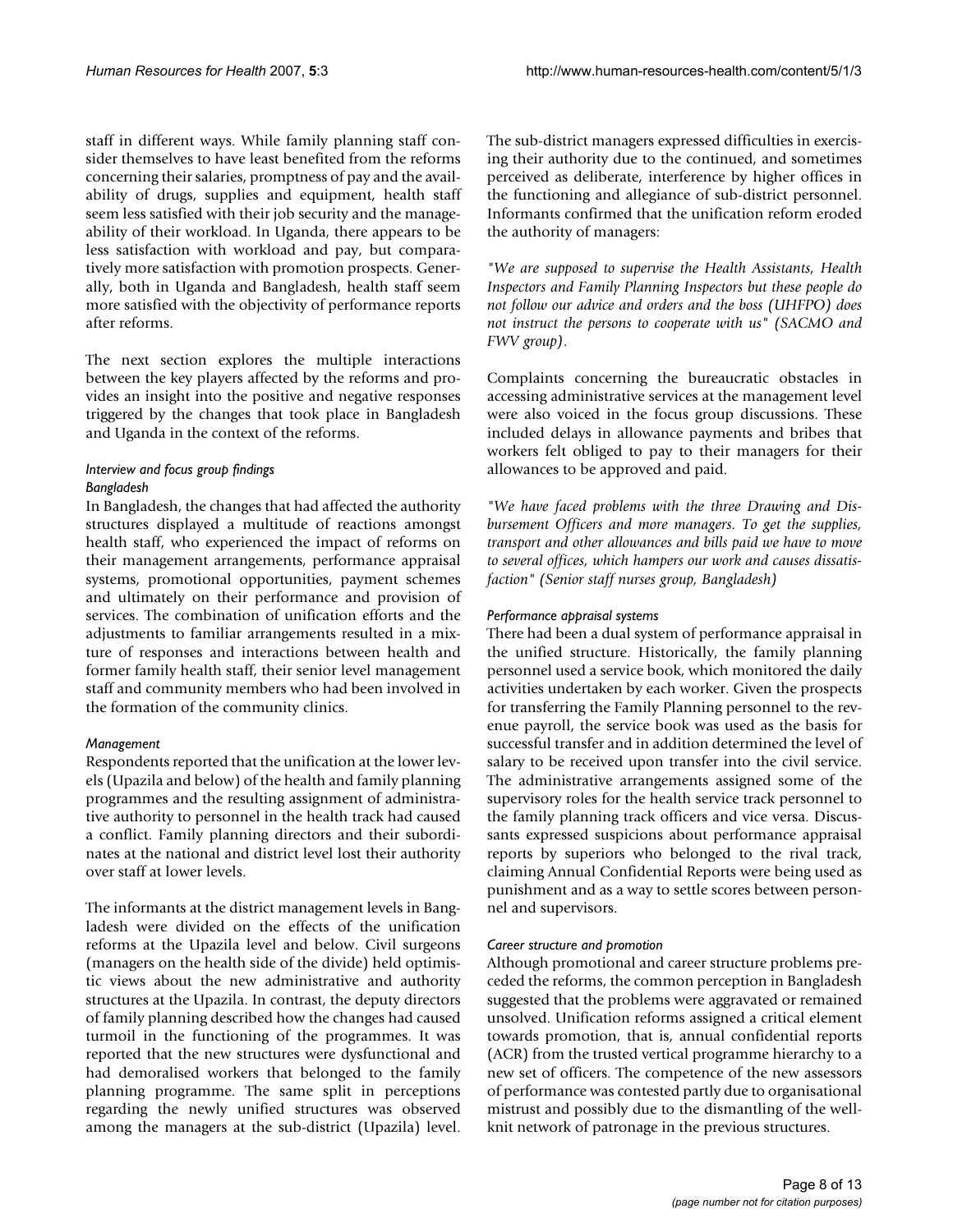staff in different ways. While family planning staff consider themselves to have least benefited from the reforms concerning their salaries, promptness of pay and the availability of drugs, supplies and equipment, health staff seem less satisfied with their job security and the manageability of their workload. In Uganda, there appears to be less satisfaction with workload and pay, but comparatively more satisfaction with promotion prospects. Generally, both in Uganda and Bangladesh, health staff seem more satisfied with the objectivity of performance reports after reforms.

The next section explores the multiple interactions between the key players affected by the reforms and provides an insight into the positive and negative responses triggered by the changes that took place in Bangladesh and Uganda in the context of the reforms.

#### *Interview and focus group findings*

##### *Bangladesh*

In Bangladesh, the changes that had affected the authority structures displayed a multitude of reactions amongst health staff, who experienced the impact of reforms on their management arrangements, performance appraisal systems, promotional opportunities, payment schemes and ultimately on their performance and provision of services. The combination of unification efforts and the adjustments to familiar arrangements resulted in a mixture of responses and interactions between health and former family health staff, their senior level management staff and community members who had been involved in the formation of the community clinics.

##### *Management*

Respondents reported that the unification at the lower levels (Upazila and below) of the health and family planning programmes and the resulting assignment of administrative authority to personnel in the health track had caused a conflict. Family planning directors and their subordinates at the national and district level lost their authority over staff at lower levels.

The informants at the district management levels in Bangladesh were divided on the effects of the unification reforms at the Upazila level and below. Civil surgeons (managers on the health side of the divide) held optimistic views about the new administrative and authority structures at the Upazila. In contrast, the deputy directors of family planning described how the changes had caused turmoil in the functioning of the programmes. It was reported that the new structures were dysfunctional and had demoralised workers that belonged to the family planning programme. The same split in perceptions regarding the newly unified structures was observed among the managers at the sub-district (Upazila) level. The sub-district managers expressed difficulties in exercising their authority due to the continued, and sometimes perceived as deliberate, interference by higher offices in the functioning and allegiance of sub-district personnel. Informants confirmed that the unification reform eroded the authority of managers:

*"We are supposed to supervise the Health Assistants, Health Inspectors and Family Planning Inspectors but these people do not follow our advice and orders and the boss (UHFPO) does not instruct the persons to cooperate with us" (SACMO and FWV group)*.

Complaints concerning the bureaucratic obstacles in accessing administrative services at the management level were also voiced in the focus group discussions. These included delays in allowance payments and bribes that workers felt obliged to pay to their managers for their allowances to be approved and paid.

*"We have faced problems with the three Drawing and Disbursement Officers and more managers. To get the supplies, transport and other allowances and bills paid we have to move to several offices, which hampers our work and causes dissatisfaction" (Senior staff nurses group, Bangladesh)*

##### *Performance appraisal systems*

There had been a dual system of performance appraisal in the unified structure. Historically, the family planning personnel used a service book, which monitored the daily activities undertaken by each worker. Given the prospects for transferring the Family Planning personnel to the revenue payroll, the service book was used as the basis for successful transfer and in addition determined the level of salary to be received upon transfer into the civil service. The administrative arrangements assigned some of the supervisory roles for the health service track personnel to the family planning track officers and vice versa. Discussants expressed suspicions about performance appraisal reports by superiors who belonged to the rival track, claiming Annual Confidential Reports were being used as punishment and as a way to settle scores between personnel and supervisors.

##### *Career structure and promotion*

Although promotional and career structure problems preceded the reforms, the common perception in Bangladesh suggested that the problems were aggravated or remained unsolved. Unification reforms assigned a critical element towards promotion, that is, annual confidential reports (ACR) from the trusted vertical programme hierarchy to a new set of officers. The competence of the new assessors of performance was contested partly due to organisational mistrust and possibly due to the dismantling of the well-knit network of patronage in the previous structures.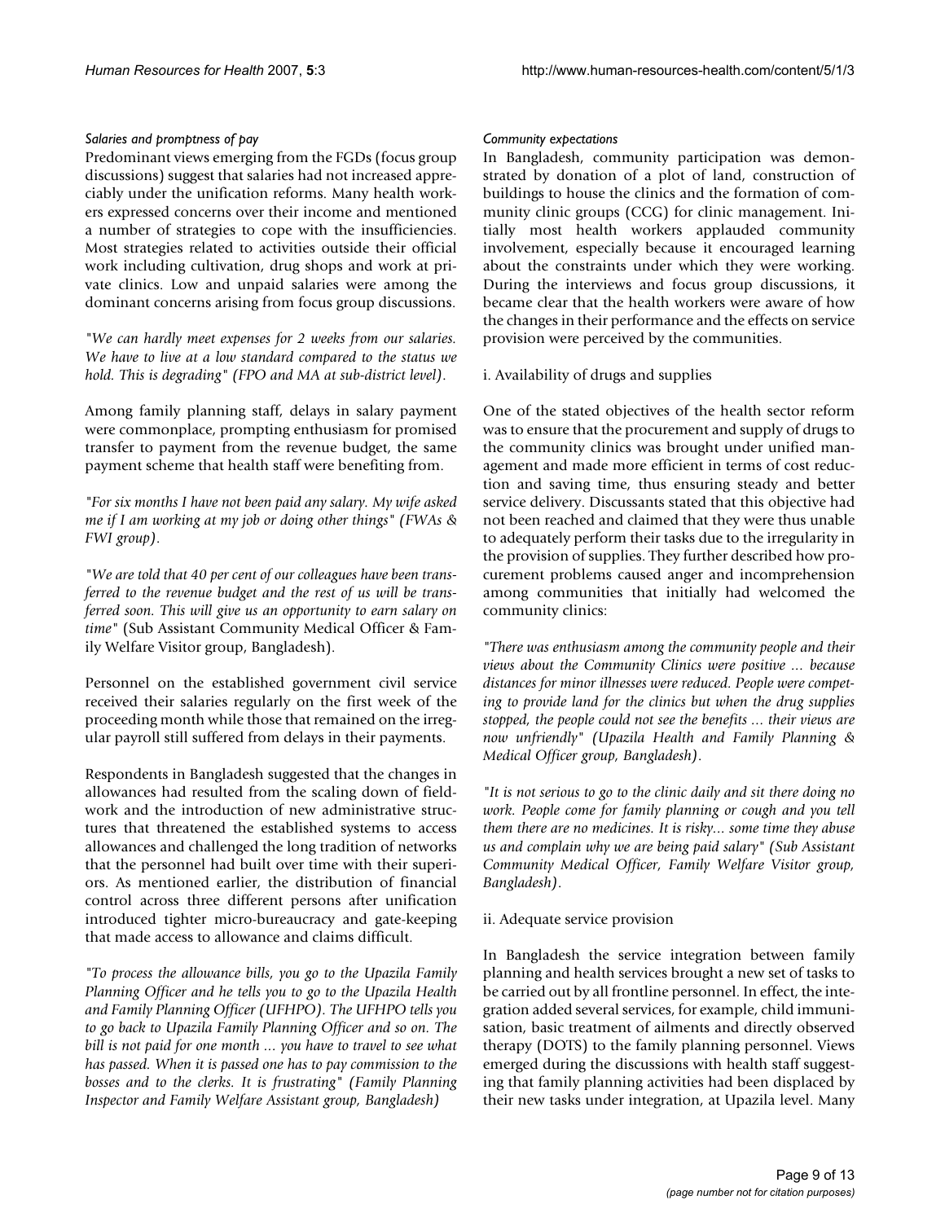#### *Salaries and promptness of pay*

Predominant views emerging from the FGDs (focus group discussions) suggest that salaries had not increased appreciably under the unification reforms. Many health workers expressed concerns over their income and mentioned a number of strategies to cope with the insufficiencies. Most strategies related to activities outside their official work including cultivation, drug shops and work at private clinics. Low and unpaid salaries were among the dominant concerns arising from focus group discussions.

*"We can hardly meet expenses for 2 weeks from our salaries. We have to live at a low standard compared to the status we hold. This is degrading" (FPO and MA at sub-district level).*

Among family planning staff, delays in salary payment were commonplace, prompting enthusiasm for promised transfer to payment from the revenue budget, the same payment scheme that health staff were benefiting from.

*"For six months I have not been paid any salary. My wife asked me if I am working at my job or doing other things" (FWAs & FWI group).*

*"We are told that 40 per cent of our colleagues have been transferred to the revenue budget and the rest of us will be transferred soon. This will give us an opportunity to earn salary on time"* (Sub Assistant Community Medical Officer & Family Welfare Visitor group, Bangladesh).

Personnel on the established government civil service received their salaries regularly on the first week of the proceeding month while those that remained on the irregular payroll still suffered from delays in their payments.

Respondents in Bangladesh suggested that the changes in allowances had resulted from the scaling down of fieldwork and the introduction of new administrative structures that threatened the established systems to access allowances and challenged the long tradition of networks that the personnel had built over time with their superiors. As mentioned earlier, the distribution of financial control across three different persons after unification introduced tighter micro-bureaucracy and gate-keeping that made access to allowance and claims difficult.

*"To process the allowance bills, you go to the Upazila Family Planning Officer and he tells you to go to the Upazila Health and Family Planning Officer (UFHPO). The UFHPO tells you to go back to Upazila Family Planning Officer and so on. The bill is not paid for one month ... you have to travel to see what has passed. When it is passed one has to pay commission to the bosses and to the clerks. It is frustrating" (Family Planning Inspector and Family Welfare Assistant group, Bangladesh)*

#### *Community expectations*

In Bangladesh, community participation was demonstrated by donation of a plot of land, construction of buildings to house the clinics and the formation of community clinic groups (CCG) for clinic management. Initially most health workers applauded community involvement, especially because it encouraged learning about the constraints under which they were working. During the interviews and focus group discussions, it became clear that the health workers were aware of how the changes in their performance and the effects on service provision were perceived by the communities.

i. Availability of drugs and supplies

One of the stated objectives of the health sector reform was to ensure that the procurement and supply of drugs to the community clinics was brought under unified management and made more efficient in terms of cost reduction and saving time, thus ensuring steady and better service delivery. Discussants stated that this objective had not been reached and claimed that they were thus unable to adequately perform their tasks due to the irregularity in the provision of supplies. They further described how procurement problems caused anger and incomprehension among communities that initially had welcomed the community clinics:

*"There was enthusiasm among the community people and their views about the Community Clinics were positive ... because distances for minor illnesses were reduced. People were competing to provide land for the clinics but when the drug supplies stopped, the people could not see the benefits ... their views are now unfriendly" (Upazila Health and Family Planning & Medical Officer group, Bangladesh).*

*"It is not serious to go to the clinic daily and sit there doing no work. People come for family planning or cough and you tell them there are no medicines. It is risky... some time they abuse us and complain why we are being paid salary" (Sub Assistant Community Medical Officer, Family Welfare Visitor group, Bangladesh).*

ii. Adequate service provision

In Bangladesh the service integration between family planning and health services brought a new set of tasks to be carried out by all frontline personnel. In effect, the integration added several services, for example, child immunisation, basic treatment of ailments and directly observed therapy (DOTS) to the family planning personnel. Views emerged during the discussions with health staff suggesting that family planning activities had been displaced by their new tasks under integration, at Upazila level. Many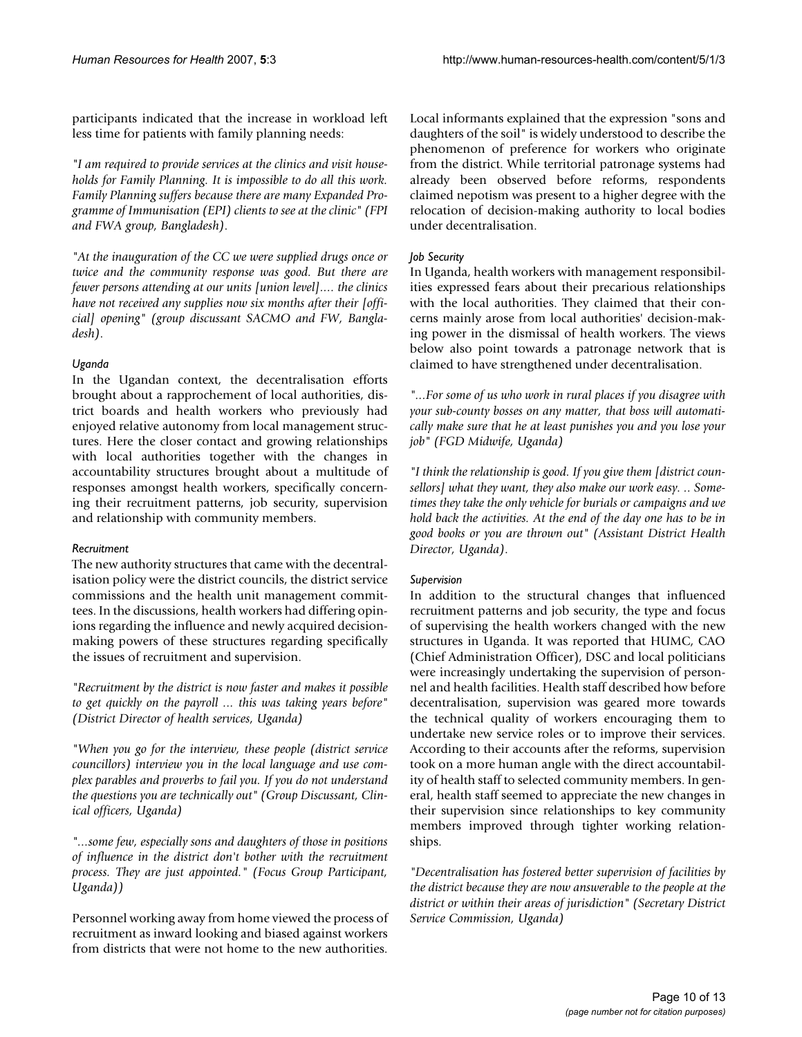participants indicated that the increase in workload left less time for patients with family planning needs:

*"I am required to provide services at the clinics and visit households for Family Planning. It is impossible to do all this work. Family Planning suffers because there are many Expanded Programme of Immunisation (EPI) clients to see at the clinic" (FPI and FWA group, Bangladesh).*

*"At the inauguration of the CC we were supplied drugs once or twice and the community response was good. But there are fewer persons attending at our units [union level].... the clinics have not received any supplies now six months after their [official] opening" (group discussant SACMO and FW, Bangladesh).*

#### *Uganda*

In the Ugandan context, the decentralisation efforts brought about a rapprochement of local authorities, district boards and health workers who previously had enjoyed relative autonomy from local management structures. Here the closer contact and growing relationships with local authorities together with the changes in accountability structures brought about a multitude of responses amongst health workers, specifically concerning their recruitment patterns, job security, supervision and relationship with community members.

#### *Recruitment*

The new authority structures that came with the decentralisation policy were the district councils, the district service commissions and the health unit management committees. In the discussions, health workers had differing opinions regarding the influence and newly acquired decision-making powers of these structures regarding specifically the issues of recruitment and supervision.

*"Recruitment by the district is now faster and makes it possible to get quickly on the payroll ... this was taking years before" (District Director of health services, Uganda)*

*"When you go for the interview, these people (district service councillors) interview you in the local language and use complex parables and proverbs to fail you. If you do not understand the questions you are technically out" (Group Discussant, Clinical officers, Uganda)*

*"...some few, especially sons and daughters of those in positions of influence in the district don't bother with the recruitment process. They are just appointed." (Focus Group Participant, Uganda))*

Personnel working away from home viewed the process of recruitment as inward looking and biased against workers from districts that were not home to the new authorities.

Local informants explained that the expression "sons and daughters of the soil" is widely understood to describe the phenomenon of preference for workers who originate from the district. While territorial patronage systems had already been observed before reforms, respondents claimed nepotism was present to a higher degree with the relocation of decision-making authority to local bodies under decentralisation.

#### *Job Security*

In Uganda, health workers with management responsibilities expressed fears about their precarious relationships with the local authorities. They claimed that their concerns mainly arose from local authorities' decision-making power in the dismissal of health workers. The views below also point towards a patronage network that is claimed to have strengthened under decentralisation.

*"...For some of us who work in rural places if you disagree with your sub-county bosses on any matter, that boss will automatically make sure that he at least punishes you and you lose your job" (FGD Midwife, Uganda)*

*"I think the relationship is good. If you give them [district counsellors] what they want, they also make our work easy. .. Sometimes they take the only vehicle for burials or campaigns and we hold back the activities. At the end of the day one has to be in good books or you are thrown out" (Assistant District Health Director, Uganda).*

#### *Supervision*

In addition to the structural changes that influenced recruitment patterns and job security, the type and focus of supervising the health workers changed with the new structures in Uganda. It was reported that HUMC, CAO (Chief Administration Officer), DSC and local politicians were increasingly undertaking the supervision of personnel and health facilities. Health staff described how before decentralisation, supervision was geared more towards the technical quality of workers encouraging them to undertake new service roles or to improve their services. According to their accounts after the reforms, supervision took on a more human angle with the direct accountability of health staff to selected community members. In general, health staff seemed to appreciate the new changes in their supervision since relationships to key community members improved through tighter working relationships.

*"Decentralisation has fostered better supervision of facilities by the district because they are now answerable to the people at the district or within their areas of jurisdiction" (Secretary District Service Commission, Uganda)*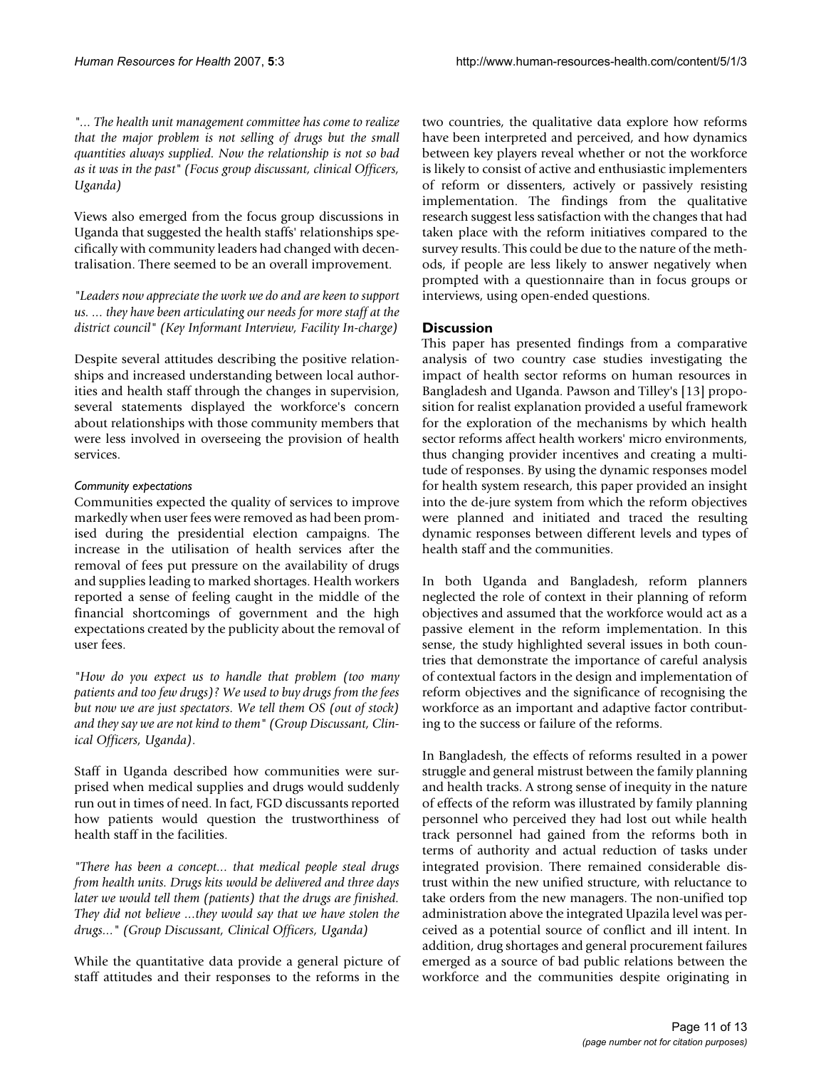"... The health unit management committee has come to realize that the major problem is not selling of drugs but the small quantities always supplied. Now the relationship is not so bad as it was in the past" (Focus group discussant, clinical Officers, Uganda)

Views also emerged from the focus group discussions in Uganda that suggested the health staffs' relationships specifically with community leaders had changed with decentralisation. There seemed to be an overall improvement.

*"Leaders now appreciate the work we do and are keen to support us. ... they have been articulating our needs for more staff at the district council" (Key Informant Interview, Facility In-charge)*

Despite several attitudes describing the positive relationships and increased understanding between local authorities and health staff through the changes in supervision, several statements displayed the workforce's concern about relationships with those community members that were less involved in overseeing the provision of health services.

#### *Community expectations*

Communities expected the quality of services to improve markedly when user fees were removed as had been promised during the presidential election campaigns. The increase in the utilisation of health services after the removal of fees put pressure on the availability of drugs and supplies leading to marked shortages. Health workers reported a sense of feeling caught in the middle of the financial shortcomings of government and the high expectations created by the publicity about the removal of user fees.

*"How do you expect us to handle that problem (too many patients and too few drugs)? We used to buy drugs from the fees but now we are just spectators. We tell them OS (out of stock) and they say we are not kind to them" (Group Discussant, Clinical Officers, Uganda)*.

Staff in Uganda described how communities were surprised when medical supplies and drugs would suddenly run out in times of need. In fact, FGD discussants reported how patients would question the trustworthiness of health staff in the facilities.

*"There has been a concept... that medical people steal drugs from health units. Drugs kits would be delivered and three days later we would tell them (patients) that the drugs are finished. They did not believe ...they would say that we have stolen the drugs..." (Group Discussant, Clinical Officers, Uganda)*

While the quantitative data provide a general picture of staff attitudes and their responses to the reforms in the two countries, the qualitative data explore how reforms have been interpreted and perceived, and how dynamics between key players reveal whether or not the workforce is likely to consist of active and enthusiastic implementers of reform or dissenters, actively or passively resisting implementation. The findings from the qualitative research suggest less satisfaction with the changes that had taken place with the reform initiatives compared to the survey results. This could be due to the nature of the methods, if people are less likely to answer negatively when prompted with a questionnaire than in focus groups or interviews, using open-ended questions.

## Discussion

This paper has presented findings from a comparative analysis of two country case studies investigating the impact of health sector reforms on human resources in Bangladesh and Uganda. Pawson and Tilley's [13] proposition for realist explanation provided a useful framework for the exploration of the mechanisms by which health sector reforms affect health workers' micro environments, thus changing provider incentives and creating a multitude of responses. By using the dynamic responses model for health system research, this paper provided an insight into the de-jure system from which the reform objectives were planned and initiated and traced the resulting dynamic responses between different levels and types of health staff and the communities.

In both Uganda and Bangladesh, reform planners neglected the role of context in their planning of reform objectives and assumed that the workforce would act as a passive element in the reform implementation. In this sense, the study highlighted several issues in both countries that demonstrate the importance of careful analysis of contextual factors in the design and implementation of reform objectives and the significance of recognising the workforce as an important and adaptive factor contributing to the success or failure of the reforms.

In Bangladesh, the effects of reforms resulted in a power struggle and general mistrust between the family planning and health tracks. A strong sense of inequity in the nature of effects of the reform was illustrated by family planning personnel who perceived they had lost out while health track personnel had gained from the reforms both in terms of authority and actual reduction of tasks under integrated provision. There remained considerable distrust within the new unified structure, with reluctance to take orders from the new managers. The non-unified top administration above the integrated Upazila level was perceived as a potential source of conflict and ill intent. In addition, drug shortages and general procurement failures emerged as a source of bad public relations between the workforce and the communities despite originating in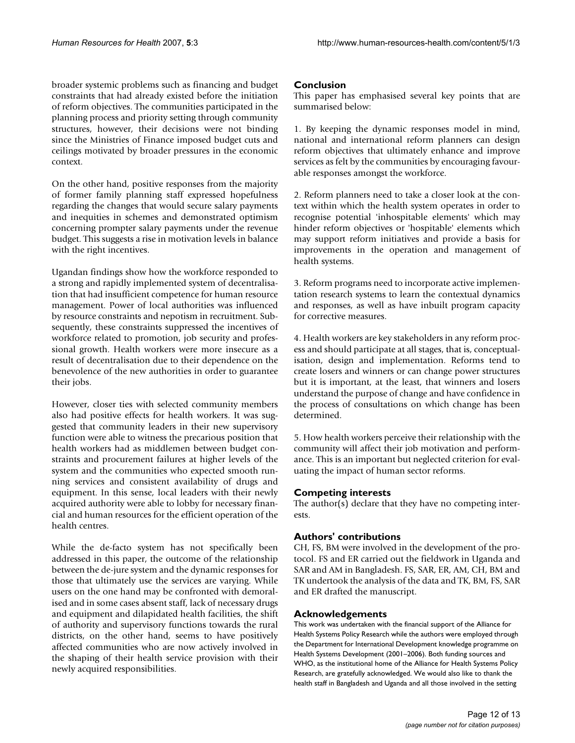broader systemic problems such as financing and budget constraints that had already existed before the initiation of reform objectives. The communities participated in the planning process and priority setting through community structures, however, their decisions were not binding since the Ministries of Finance imposed budget cuts and ceilings motivated by broader pressures in the economic context.

On the other hand, positive responses from the majority of former family planning staff expressed hopefulness regarding the changes that would secure salary payments and inequities in schemes and demonstrated optimism concerning prompter salary payments under the revenue budget. This suggests a rise in motivation levels in balance with the right incentives.

Ugandan findings show how the workforce responded to a strong and rapidly implemented system of decentralisation that had insufficient competence for human resource management. Power of local authorities was influenced by resource constraints and nepotism in recruitment. Subsequently, these constraints suppressed the incentives of workforce related to promotion, job security and professional growth. Health workers were more insecure as a result of decentralisation due to their dependence on the benevolence of the new authorities in order to guarantee their jobs.

However, closer ties with selected community members also had positive effects for health workers. It was suggested that community leaders in their new supervisory function were able to witness the precarious position that health workers had as middlemen between budget constraints and procurement failures at higher levels of the system and the communities who expected smooth running services and consistent availability of drugs and equipment. In this sense, local leaders with their newly acquired authority were able to lobby for necessary financial and human resources for the efficient operation of the health centres.

While the de-facto system has not specifically been addressed in this paper, the outcome of the relationship between the de-jure system and the dynamic responses for those that ultimately use the services are varying. While users on the one hand may be confronted with demoralised and in some cases absent staff, lack of necessary drugs and equipment and dilapidated health facilities, the shift of authority and supervisory functions towards the rural districts, on the other hand, seems to have positively affected communities who are now actively involved in the shaping of their health service provision with their newly acquired responsibilities.

## Conclusion

This paper has emphasised several key points that are summarised below:

1. By keeping the dynamic responses model in mind, national and international reform planners can design reform objectives that ultimately enhance and improve services as felt by the communities by encouraging favourable responses amongst the workforce.

2. Reform planners need to take a closer look at the context within which the health system operates in order to recognise potential 'inhospitable elements' which may hinder reform objectives or 'hospitable' elements which may support reform initiatives and provide a basis for improvements in the operation and management of health systems.

3. Reform programs need to incorporate active implementation research systems to learn the contextual dynamics and responses, as well as have inbuilt program capacity for corrective measures.

4. Health workers are key stakeholders in any reform process and should participate at all stages, that is, conceptualisation, design and implementation. Reforms tend to create losers and winners or can change power structures but it is important, at the least, that winners and losers understand the purpose of change and have confidence in the process of consultations on which change has been determined.

5. How health workers perceive their relationship with the community will affect their job motivation and performance. This is an important but neglected criterion for evaluating the impact of human sector reforms.

## Competing interests

The author(s) declare that they have no competing interests.

## Authors' contributions

CH, FS, BM were involved in the development of the protocol. FS and ER carried out the fieldwork in Uganda and SAR and AM in Bangladesh. FS, SAR, ER, AM, CH, BM and TK undertook the analysis of the data and TK, BM, FS, SAR and ER drafted the manuscript.

## Acknowledgements

This work was undertaken with the financial support of the Alliance for Health Systems Policy Research while the authors were employed through the Department for International Development knowledge programme on Health Systems Development (2001–2006). Both funding sources and WHO, as the institutional home of the Alliance for Health Systems Policy Research, are gratefully acknowledged. We would also like to thank the health staff in Bangladesh and Uganda and all those involved in the setting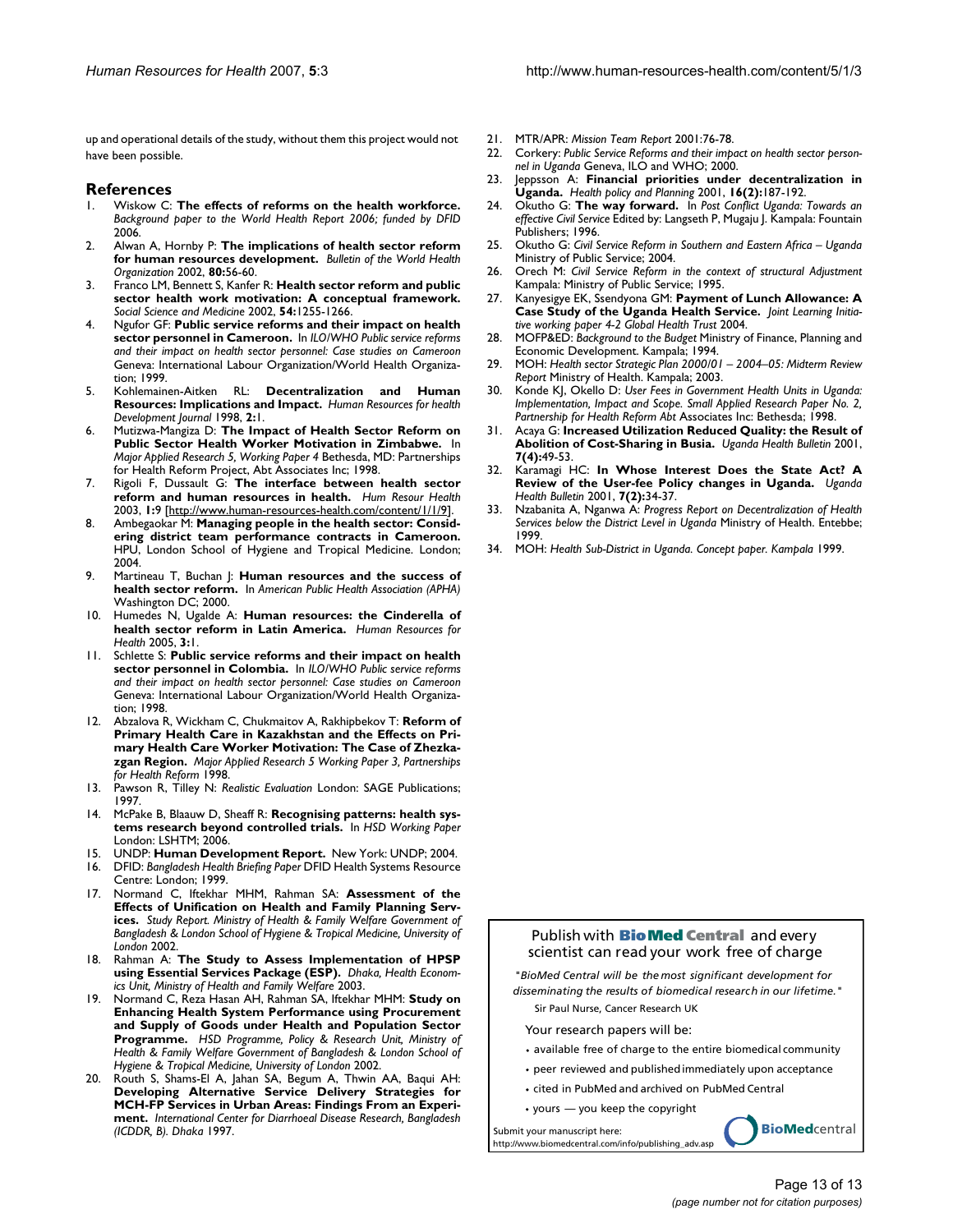up and operational details of the study, without them this project would not have been possible.

## References

1. Wiskow C: **The effects of reforms on the health workforce.** *Background paper to the World Health Report 2006; funded by DFID* 2006.
2. Alwan A, Hornby P: **The implications of health sector reform for human resources development.** *Bulletin of the World Health Organization* 2002, **80:**56-60.
3. Franco LM, Bennett S, Kanfer R: **Health sector reform and public sector health work motivation: A conceptual framework.** *Social Science and Medicine* 2002, **54:**1255-1266.
4. Ngufor GF: **Public service reforms and their impact on health sector personnel in Cameroon.** In *ILO/WHO Public service reforms and their impact on health sector personnel: Case studies on Cameroon* Geneva: International Labour Organization/World Health Organization; 1999.
5. Kohlemainen-Aitken RL: **Decentralization and Human Resources: Implications and Impact.** *Human Resources for health Development Journal* 1998, **2:**1.
6. Mutizwa-Mangiza D: **The Impact of Health Sector Reform on Public Sector Health Worker Motivation in Zimbabwe.** In *Major Applied Research 5, Working Paper 4* Bethesda, MD: Partnerships for Health Reform Project, Abt Associates Inc; 1998.
7. Rigoli F, Dussault G: **The interface between health sector reform and human resources in health.** *Hum Resour Health* 2003, **1:**9 [http://www.human-resources-health.com/content/1/1/9].
8. Ambegaokar M: **Managing people in the health sector: Considering district team performance contracts in Cameroon.** HPU, London School of Hygiene and Tropical Medicine. London; 2004.
9. Martineau T, Buchan J: **Human resources and the success of health sector reform.** In *American Public Health Association (APHA)* Washington DC; 2000.
10. Humedes N, Ugalde A: **Human resources: the Cinderella of health sector reform in Latin America.** *Human Resources for Health* 2005, **3:**1.
11. Schlette S: **Public service reforms and their impact on health sector personnel in Colombia.** In *ILO/WHO Public service reforms and their impact on health sector personnel: Case studies on Cameroon* Geneva: International Labour Organization/World Health Organization; 1998.
12. Abzalova R, Wickham C, Chukmaitov A, Rakhipbekov T: **Reform of Primary Health Care in Kazakhstan and the Effects on Primary Health Care Worker Motivation: The Case of Zhezkazgan Region.** *Major Applied Research 5 Working Paper 3, Partnerships for Health Reform* 1998.
13. Pawson R, Tilley N: *Realistic Evaluation* London: SAGE Publications; 1997.
14. McPake B, Blaauw D, Sheaff R: **Recognising patterns: health systems research beyond controlled trials.** In *HSD Working Paper* London: LSHTM; 2006.
15. UNDP: **Human Development Report.** New York: UNDP; 2004.
16. DFID: *Bangladesh Health Briefing Paper* DFID Health Systems Resource Centre: London; 1999.
17. Normand C, Iftekhar MHM, Rahman SA: **Assessment of the Effects of Unification on Health and Family Planning Services.** *Study Report. Ministry of Health & Family Welfare Government of Bangladesh & London School of Hygiene & Tropical Medicine, University of London* 2002.
18. Rahman A: **The Study to Assess Implementation of HPSP using Essential Services Package (ESP).** *Dhaka, Health Economics Unit, Ministry of Health and Family Welfare* 2003.
19. Normand C, Reza Hasan AH, Rahman SA, Iftekhar MHM: **Study on Enhancing Health System Performance using Procurement and Supply of Goods under Health and Population Sector Programme.** *HSD Programme, Policy & Research Unit, Ministry of Health & Family Welfare Government of Bangladesh & London School of Hygiene & Tropical Medicine, University of London* 2002.
20. Routh S, Shams-El A, Jahan SA, Begum A, Thwin AA, Baqui AH: **Developing Alternative Service Delivery Strategies for MCH-FP Services in Urban Areas: Findings From an Experiment.** *International Center for Diarrhoeal Disease Research, Bangladesh (ICDDR, B). Dhaka* 1997.
21. MTR/APR: *Mission Team Report* 2001:76-78.
22. Corkery: *Public Service Reforms and their impact on health sector personnel in Uganda* Geneva, ILO and WHO; 2000.
23. Jeppsson A: **Financial priorities under decentralization in Uganda.** *Health policy and Planning* 2001, **16(2):**187-192.
24. Okutho G: **The way forward.** In *Post Conflict Uganda: Towards an effective Civil Service* Edited by: Langseth P, Mugaju J. Kampala: Fountain Publishers; 1996.
25. Okutho G: *Civil Service Reform in Southern and Eastern Africa – Uganda* Ministry of Public Service; 2004.
26. Orech M: *Civil Service Reform in the context of structural Adjustment* Kampala: Ministry of Public Service; 1995.
27. Kanyesigye EK, Ssendyona GM: **Payment of Lunch Allowance: A Case Study of the Uganda Health Service.** *Joint Learning Initiative working paper 4-2 Global Health Trust* 2004.
28. MOFP&ED: *Background to the Budget* Ministry of Finance, Planning and Economic Development. Kampala; 1994.
29. MOH: *Health sector Strategic Plan 2000/01 – 2004–05: Midterm Review Report* Ministry of Health. Kampala; 2003.
30. Konde KJ, Okello D: *User Fees in Government Health Units in Uganda: Implementation, Impact and Scope. Small Applied Research Paper No. 2, Partnership for Health Reform Abt* Associates Inc: Bethesda; 1998.
31. Acaya G: **Increased Utilization Reduced Quality: the Result of Abolition of Cost-Sharing in Busia.** *Uganda Health Bulletin* 2001, **7(4):**49-53.
32. Karamagi HC: **In Whose Interest Does the State Act? A Review of the User-fee Policy changes in Uganda.** *Uganda Health Bulletin* 2001, **7(2):**34-37.
33. Nzabanita A, Nganwa A: *Progress Report on Decentralization of Health Services below the District Level in Uganda* Ministry of Health. Entebbe; 1999.
34. MOH: *Health Sub-District in Uganda. Concept paper. Kampala* 1999.